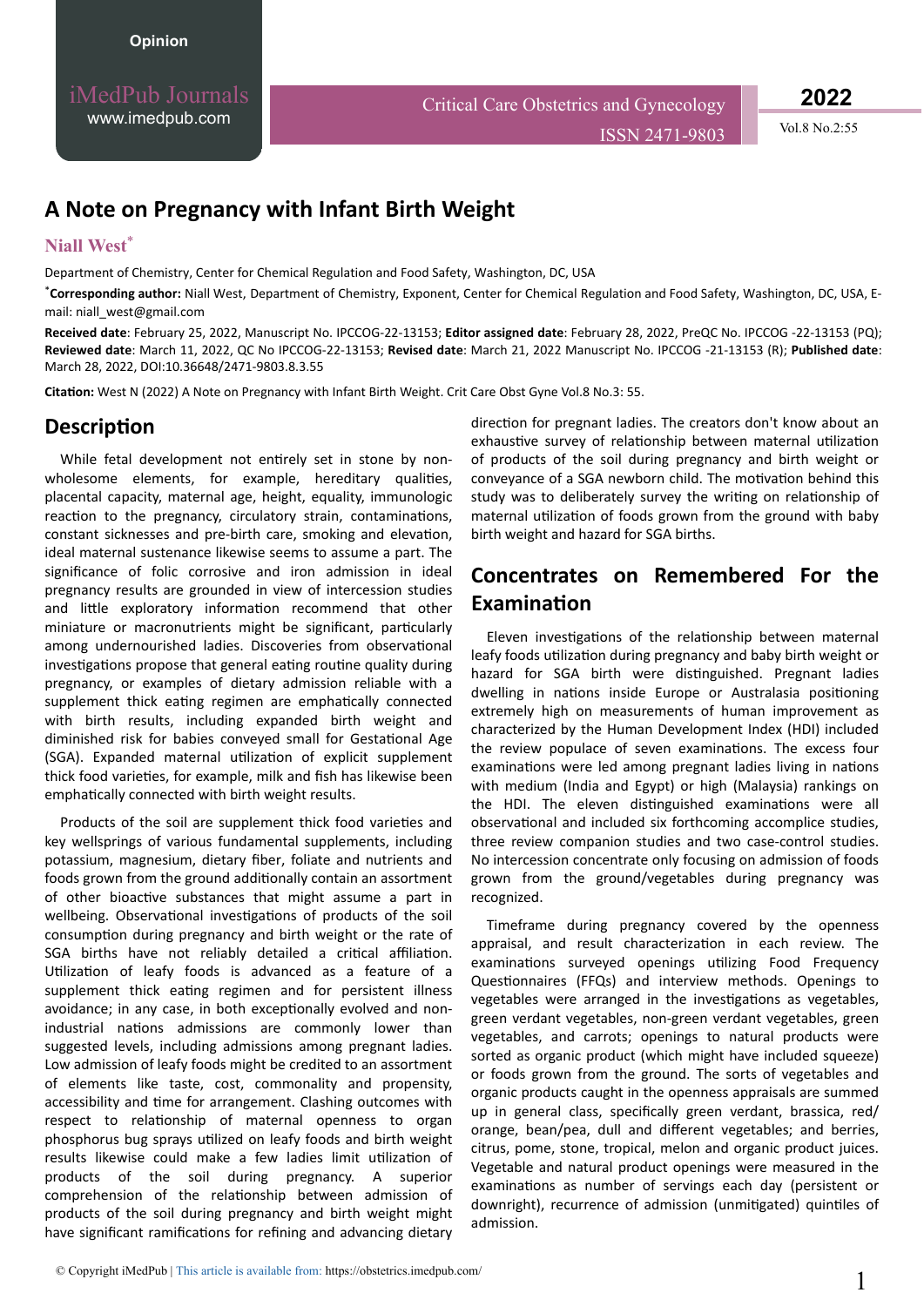Opinion

# A Note on Pregnancy with Infant Birth Weight

**Niall West***

Department of Chemistry, Center for Chemical Regulation and Food Safety, Washington, DC, USA

***Corresponding author:** Niall West, Department of Chemistry, Exponent, Center for Chemical Regulation and Food Safety, Washington, DC, USA, E-mail: niall_west@gmail.com

**Received date**: February 25, 2022, Manuscript No. IPCCOG-22-13153; **Editor assigned date**: February 28, 2022, PreQC No. IPCCOG -22-13153 (PQ); **Reviewed date**: March 11, 2022, QC No IPCCOG-22-13153; **Revised date**: March 21, 2022 Manuscript No. IPCCOG -21-13153 (R); **Published date**: March 28, 2022, DOI:10.36648/2471-9803.8.3.55

**Citation:** West N (2022) A Note on Pregnancy with Infant Birth Weight. Crit Care Obst Gyne Vol.8 No.3: 55.

## Description

While fetal development not entirely set in stone by non-wholesome elements, for example, hereditary qualities, placental capacity, maternal age, height, equality, immunologic reaction to the pregnancy, circulatory strain, contaminations, constant sicknesses and pre-birth care, smoking and elevation, ideal maternal sustenance likewise seems to assume a part. The significance of folic corrosive and iron admission in ideal pregnancy results are grounded in view of intercession studies and little exploratory information recommend that other miniature or macronutrients might be significant, particularly among undernourished ladies. Discoveries from observational investigations propose that general eating routine quality during pregnancy, or examples of dietary admission reliable with a supplement thick eating regimen are emphatically connected with birth results, including expanded birth weight and diminished risk for babies conveyed small for Gestational Age (SGA). Expanded maternal utilization of explicit supplement thick food varieties, for example, milk and fish has likewise been emphatically connected with birth weight results.

Products of the soil are supplement thick food varieties and key wellsprings of various fundamental supplements, including potassium, magnesium, dietary fiber, foliate and nutrients and foods grown from the ground additionally contain an assortment of other bioactive substances that might assume a part in wellbeing. Observational investigations of products of the soil consumption during pregnancy and birth weight or the rate of SGA births have not reliably detailed a critical affiliation. Utilization of leafy foods is advanced as a feature of a supplement thick eating regimen and for persistent illness avoidance; in any case, in both exceptionally evolved and non-industrial nations admissions are commonly lower than suggested levels, including admissions among pregnant ladies. Low admission of leafy foods might be credited to an assortment of elements like taste, cost, commonality and propensity, accessibility and time for arrangement. Clashing outcomes with respect to relationship of maternal openness to organ phosphorus bug sprays utilized on leafy foods and birth weight results likewise could make a few ladies limit utilization of products of the soil during pregnancy. A superior comprehension of the relationship between admission of products of the soil during pregnancy and birth weight might have significant ramifications for refining and advancing dietary direction for pregnant ladies. The creators don't know about an exhaustive survey of relationship between maternal utilization of products of the soil during pregnancy and birth weight or conveyance of a SGA newborn child. The motivation behind this study was to deliberately survey the writing on relationship of maternal utilization of foods grown from the ground with baby birth weight and hazard for SGA births.

## Concentrates on Remembered For the Examination

Eleven investigations of the relationship between maternal leafy foods utilization during pregnancy and baby birth weight or hazard for SGA birth were distinguished. Pregnant ladies dwelling in nations inside Europe or Australasia positioning extremely high on measurements of human improvement as characterized by the Human Development Index (HDI) included the review populace of seven examinations. The excess four examinations were led among pregnant ladies living in nations with medium (India and Egypt) or high (Malaysia) rankings on the HDI. The eleven distinguished examinations were all observational and included six forthcoming accomplice studies, three review companion studies and two case-control studies. No intercession concentrate only focusing on admission of foods grown from the ground/vegetables during pregnancy was recognized.

Timeframe during pregnancy covered by the openness appraisal, and result characterization in each review. The examinations surveyed openings utilizing Food Frequency Questionnaires (FFQs) and interview methods. Openings to vegetables were arranged in the investigations as vegetables, green verdant vegetables, non-green verdant vegetables, green vegetables, and carrots; openings to natural products were sorted as organic product (which might have included squeeze) or foods grown from the ground. The sorts of vegetables and organic products caught in the openness appraisals are summed up in general class, specifically green verdant, brassica, red/orange, bean/pea, dull and different vegetables; and berries, citrus, pome, stone, tropical, melon and organic product juices. Vegetable and natural product openings were measured in the examinations as number of servings each day (persistent or downright), recurrence of admission (unmitigated) quintiles of admission.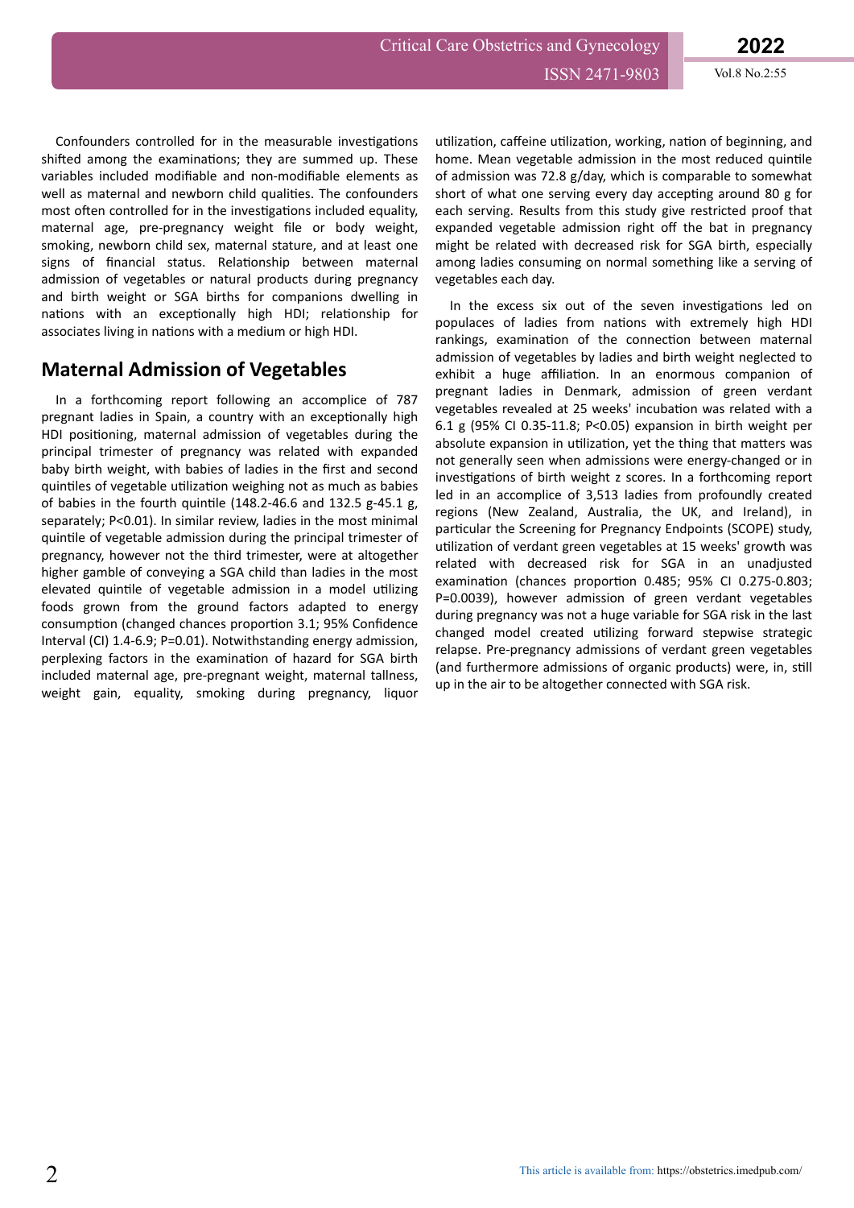Confounders controlled for in the measurable investigations shifted among the examinations; they are summed up. These variables included modifiable and non-modifiable elements as well as maternal and newborn child qualities. The confounders most often controlled for in the investigations included equality, maternal age, pre-pregnancy weight file or body weight, smoking, newborn child sex, maternal stature, and at least one signs of financial status. Relationship between maternal admission of vegetables or natural products during pregnancy and birth weight or SGA births for companions dwelling in nations with an exceptionally high HDI; relationship for associates living in nations with a medium or high HDI.

## Maternal Admission of Vegetables

In a forthcoming report following an accomplice of 787 pregnant ladies in Spain, a country with an exceptionally high HDI positioning, maternal admission of vegetables during the principal trimester of pregnancy was related with expanded baby birth weight, with babies of ladies in the first and second quintiles of vegetable utilization weighing not as much as babies of babies in the fourth quintile (148.2-46.6 and 132.5 g-45.1 g, separately; P<0.01). In similar review, ladies in the most minimal quintile of vegetable admission during the principal trimester of pregnancy, however not the third trimester, were at altogether higher gamble of conveying a SGA child than ladies in the most elevated quintile of vegetable admission in a model utilizing foods grown from the ground factors adapted to energy consumption (changed chances proportion 3.1; 95% Confidence Interval (CI) 1.4-6.9; P=0.01). Notwithstanding energy admission, perplexing factors in the examination of hazard for SGA birth included maternal age, pre-pregnant weight, maternal tallness, weight gain, equality, smoking during pregnancy, liquor utilization, caffeine utilization, working, nation of beginning, and home. Mean vegetable admission in the most reduced quintile of admission was 72.8 g/day, which is comparable to somewhat short of what one serving every day accepting around 80 g for each serving. Results from this study give restricted proof that expanded vegetable admission right off the bat in pregnancy might be related with decreased risk for SGA birth, especially among ladies consuming on normal something like a serving of vegetables each day.

In the excess six out of the seven investigations led on populaces of ladies from nations with extremely high HDI rankings, examination of the connection between maternal admission of vegetables by ladies and birth weight neglected to exhibit a huge affiliation. In an enormous companion of pregnant ladies in Denmark, admission of green verdant vegetables revealed at 25 weeks' incubation was related with a 6.1 g (95% CI 0.35-11.8; P<0.05) expansion in birth weight per absolute expansion in utilization, yet the thing that matters was not generally seen when admissions were energy-changed or in investigations of birth weight z scores. In a forthcoming report led in an accomplice of 3,513 ladies from profoundly created regions (New Zealand, Australia, the UK, and Ireland), in particular the Screening for Pregnancy Endpoints (SCOPE) study, utilization of verdant green vegetables at 15 weeks' growth was related with decreased risk for SGA in an unadjusted examination (chances proportion 0.485; 95% CI 0.275-0.803; P=0.0039), however admission of green verdant vegetables during pregnancy was not a huge variable for SGA risk in the last changed model created utilizing forward stepwise strategic relapse. Pre-pregnancy admissions of verdant green vegetables (and furthermore admissions of organic products) were, in, still up in the air to be altogether connected with SGA risk.